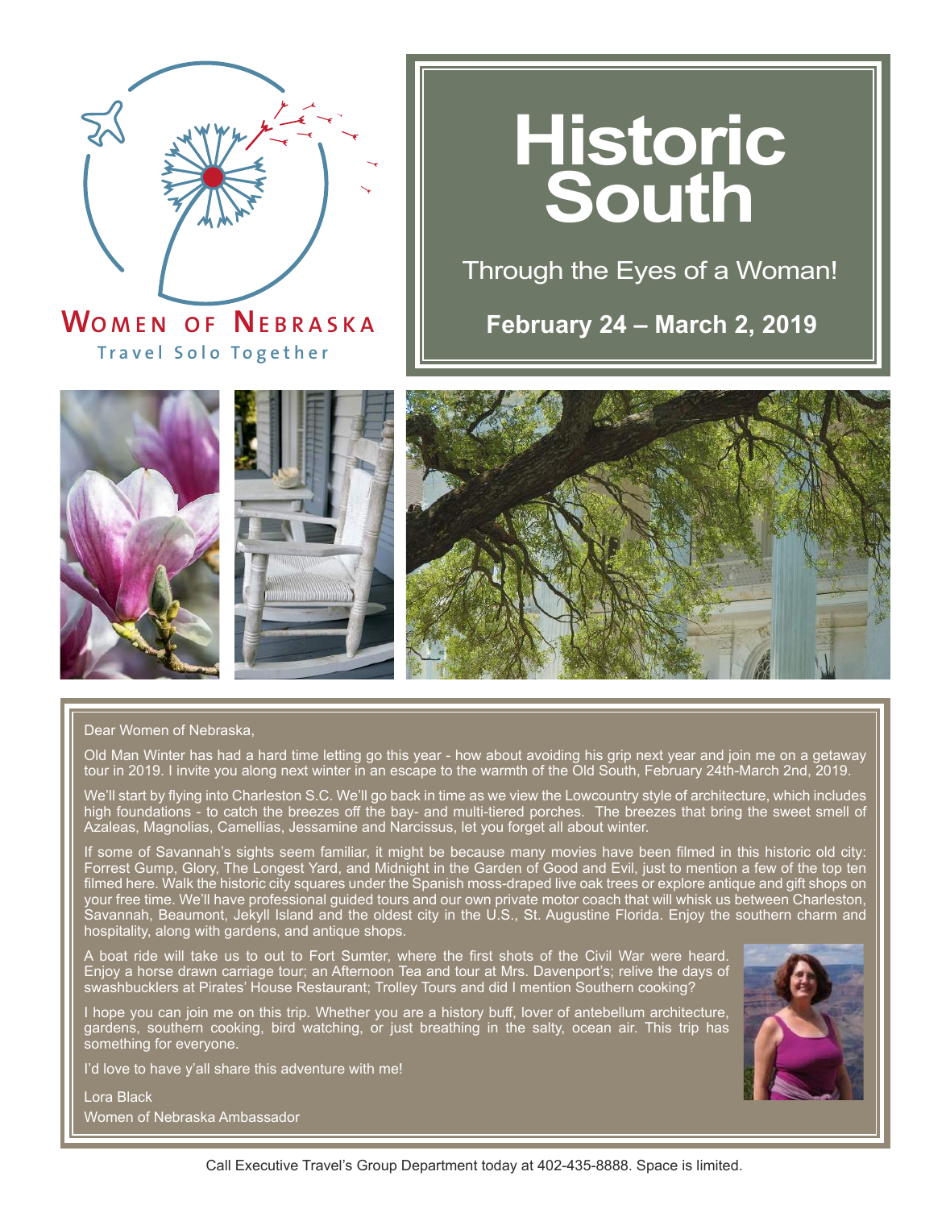**Women of Nebraska**

Travel Solo Together

# Historic South

Through the Eyes of a Woman!

**February 24 – March 2, 2019**

Dear Women of Nebraska,

Old Man Winter has had a hard time letting go this year - how about avoiding his grip next year and join me on a getaway tour in 2019. I invite you along next winter in an escape to the warmth of the Old South, February 24th-March 2nd, 2019.

We'll start by flying into Charleston S.C. We'll go back in time as we view the Lowcountry style of architecture, which includes high foundations - to catch the breezes off the bay- and multi-tiered porches. The breezes that bring the sweet smell of Azaleas, Magnolias, Camellias, Jessamine and Narcissus, let you forget all about winter.

If some of Savannah's sights seem familiar, it might be because many movies have been filmed in this historic old city: Forrest Gump, Glory, The Longest Yard, and Midnight in the Garden of Good and Evil, just to mention a few of the top ten filmed here. Walk the historic city squares under the Spanish moss-draped live oak trees or explore antique and gift shops on your free time. We'll have professional guided tours and our own private motor coach that will whisk us between Charleston, Savannah, Beaumont, Jekyll Island and the oldest city in the U.S., St. Augustine Florida. Enjoy the southern charm and hospitality, along with gardens, and antique shops.

A boat ride will take us to out to Fort Sumter, where the first shots of the Civil War were heard. Enjoy a horse drawn carriage tour; an Afternoon Tea and tour at Mrs. Davenport's; relive the days of swashbucklers at Pirates' House Restaurant; Trolley Tours and did I mention Southern cooking?

I hope you can join me on this trip. Whether you are a history buff, lover of antebellum architecture, gardens, southern cooking, bird watching, or just breathing in the salty, ocean air. This trip has something for everyone.

I'd love to have y'all share this adventure with me!

Lora Black
Women of Nebraska Ambassador

Call Executive Travel's Group Department today at 402-435-8888. Space is limited.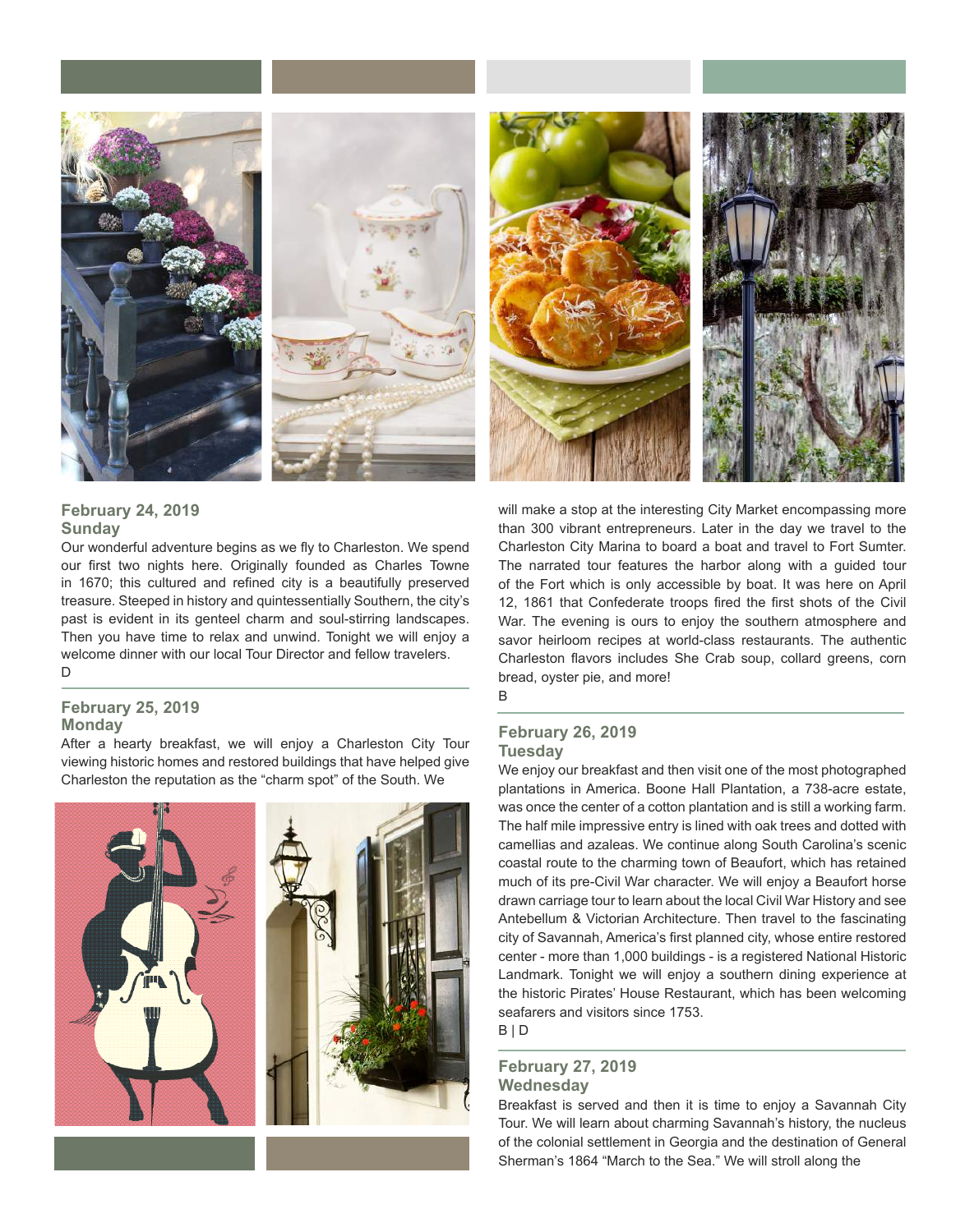## February 24, 2019
### Sunday

Our wonderful adventure begins as we fly to Charleston. We spend our first two nights here. Originally founded as Charles Towne in 1670; this cultured and refined city is a beautifully preserved treasure. Steeped in history and quintessentially Southern, the city's past is evident in its genteel charm and soul-stirring landscapes. Then you have time to relax and unwind. Tonight we will enjoy a welcome dinner with our local Tour Director and fellow travelers.

D

## February 25, 2019
### Monday

After a hearty breakfast, we will enjoy a Charleston City Tour viewing historic homes and restored buildings that have helped give Charleston the reputation as the "charm spot" of the South. We will make a stop at the interesting City Market encompassing more than 300 vibrant entrepreneurs. Later in the day we travel to the Charleston City Marina to board a boat and travel to Fort Sumter. The narrated tour features the harbor along with a guided tour of the Fort which is only accessible by boat. It was here on April 12, 1861 that Confederate troops fired the first shots of the Civil War. The evening is ours to enjoy the southern atmosphere and savor heirloom recipes at world-class restaurants. The authentic Charleston flavors includes She Crab soup, collard greens, corn bread, oyster pie, and more!

B

## February 26, 2019
### Tuesday

We enjoy our breakfast and then visit one of the most photographed plantations in America. Boone Hall Plantation, a 738-acre estate, was once the center of a cotton plantation and is still a working farm. The half mile impressive entry is lined with oak trees and dotted with camellias and azaleas. We continue along South Carolina's scenic coastal route to the charming town of Beaufort, which has retained much of its pre-Civil War character. We will enjoy a Beaufort horse drawn carriage tour to learn about the local Civil War History and see Antebellum & Victorian Architecture. Then travel to the fascinating city of Savannah, America's first planned city, whose entire restored center - more than 1,000 buildings - is a registered National Historic Landmark. Tonight we will enjoy a southern dining experience at the historic Pirates' House Restaurant, which has been welcoming seafarers and visitors since 1753.

B | D

## February 27, 2019
### Wednesday

Breakfast is served and then it is time to enjoy a Savannah City Tour. We will learn about charming Savannah's history, the nucleus of the colonial settlement in Georgia and the destination of General Sherman's 1864 "March to the Sea." We will stroll along the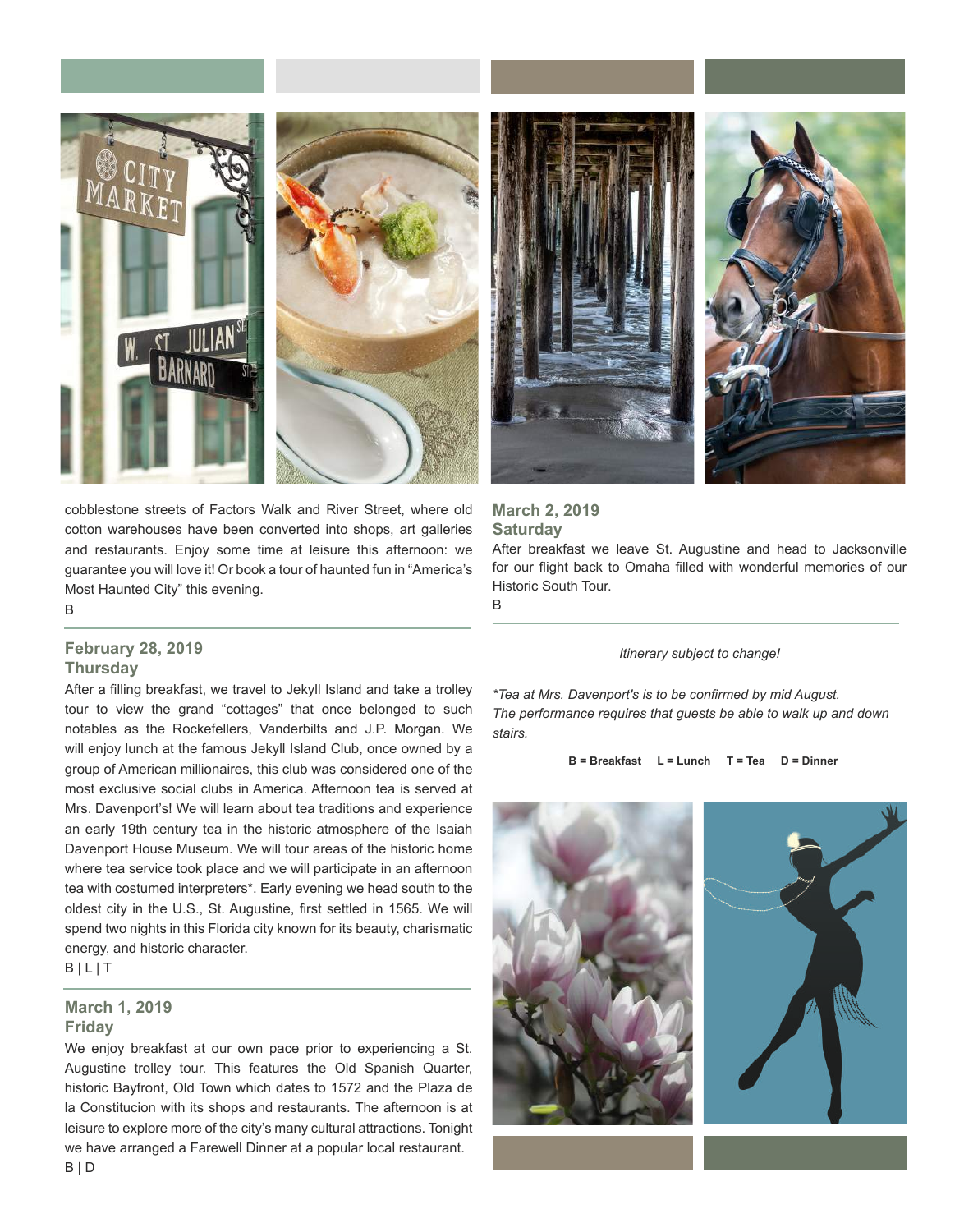cobblestone streets of Factors Walk and River Street, where old cotton warehouses have been converted into shops, art galleries and restaurants. Enjoy some time at leisure this afternoon: we guarantee you will love it! Or book a tour of haunted fun in "America's Most Haunted City" this evening.

B

### February 28, 2019
### Thursday

After a filling breakfast, we travel to Jekyll Island and take a trolley tour to view the grand "cottages" that once belonged to such notables as the Rockefellers, Vanderbilts and J.P. Morgan. We will enjoy lunch at the famous Jekyll Island Club, once owned by a group of American millionaires, this club was considered one of the most exclusive social clubs in America. Afternoon tea is served at Mrs. Davenport's! We will learn about tea traditions and experience an early 19th century tea in the historic atmosphere of the Isaiah Davenport House Museum. We will tour areas of the historic home where tea service took place and we will participate in an afternoon tea with costumed interpreters*. Early evening we head south to the oldest city in the U.S., St. Augustine, first settled in 1565. We will spend two nights in this Florida city known for its beauty, charismatic energy, and historic character.

B | L | T

### March 1, 2019
### Friday

We enjoy breakfast at our own pace prior to experiencing a St. Augustine trolley tour. This features the Old Spanish Quarter, historic Bayfront, Old Town which dates to 1572 and the Plaza de la Constitucion with its shops and restaurants. The afternoon is at leisure to explore more of the city's many cultural attractions. Tonight we have arranged a Farewell Dinner at a popular local restaurant.

B | D

### March 2, 2019
### Saturday

After breakfast we leave St. Augustine and head to Jacksonville for our flight back to Omaha filled with wonderful memories of our Historic South Tour.

B

*Itinerary subject to change!*

*\*Tea at Mrs. Davenport's is to be confirmed by mid August. The performance requires that guests be able to walk up and down stairs.*

**B = Breakfast  L = Lunch  T = Tea  D = Dinner**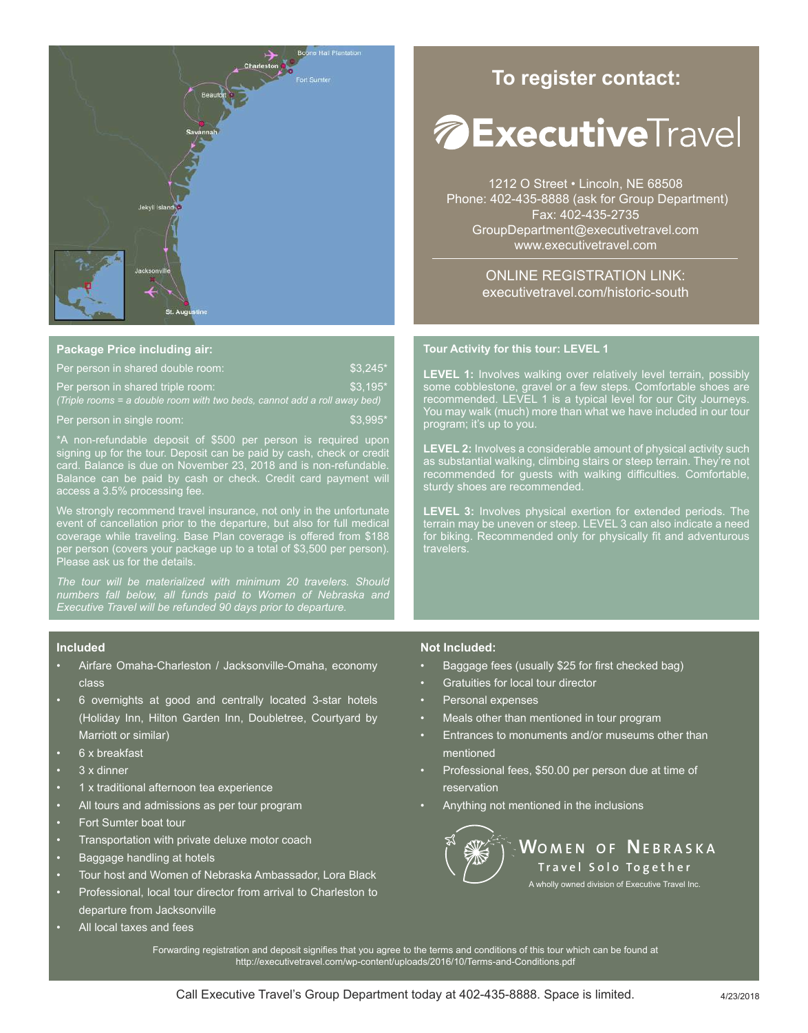Boone Hall Plantation
Charleston
Fort Sumter
Beaufort
Savannah
Jekyll Island
Jacksonville
St. Augustine

## To register contact:

**ExecutiveTravel**

1212 O Street • Lincoln, NE 68508
Phone: 402-435-8888 (ask for Group Department)
Fax: 402-435-2735
GroupDepartment@executivetravel.com
www.executivetravel.com

ONLINE REGISTRATION LINK:
executivetravel.com/historic-south

### Package Price including air:

| | |
|---|---|
| Per person in shared double room: | $3,245* |
| Per person in shared triple room: | $3,195* |
| *(Triple rooms = a double room with two beds, cannot add a roll away bed)* | |
| Per person in single room: | $3,995* |

*A non-refundable deposit of $500 per person is required upon signing up for the tour. Deposit can be paid by cash, check or credit card. Balance is due on November 23, 2018 and is non-refundable. Balance can be paid by cash or check. Credit card payment will access a 3.5% processing fee.

We strongly recommend travel insurance, not only in the unfortunate event of cancellation prior to the departure, but also for full medical coverage while traveling. Base Plan coverage is offered from $188 per person (covers your package up to a total of $3,500 per person). Please ask us for the details.

*The tour will be materialized with minimum 20 travelers. Should numbers fall below, all funds paid to Women of Nebraska and Executive Travel will be refunded 90 days prior to departure.*

### Tour Activity for this tour: LEVEL 1

**LEVEL 1:** Involves walking over relatively level terrain, possibly some cobblestone, gravel or a few steps. Comfortable shoes are recommended. LEVEL 1 is a typical level for our City Journeys. You may walk (much) more than what we have included in our tour program; it's up to you.

**LEVEL 2:** Involves a considerable amount of physical activity such as substantial walking, climbing stairs or steep terrain. They're not recommended for guests with walking difficulties. Comfortable, sturdy shoes are recommended.

**LEVEL 3:** Involves physical exertion for extended periods. The terrain may be uneven or steep. LEVEL 3 can also indicate a need for biking. Recommended only for physically fit and adventurous travelers.

### Included

- Airfare Omaha-Charleston / Jacksonville-Omaha, economy class
- 6 overnights at good and centrally located 3-star hotels (Holiday Inn, Hilton Garden Inn, Doubletree, Courtyard by Marriott or similar)
- 6 x breakfast
- 3 x dinner
- 1 x traditional afternoon tea experience
- All tours and admissions as per tour program
- Fort Sumter boat tour
- Transportation with private deluxe motor coach
- Baggage handling at hotels
- Tour host and Women of Nebraska Ambassador, Lora Black
- Professional, local tour director from arrival to Charleston to departure from Jacksonville
- All local taxes and fees

### Not Included:

- Baggage fees (usually $25 for first checked bag)
- Gratuities for local tour director
- Personal expenses
- Meals other than mentioned in tour program
- Entrances to monuments and/or museums other than mentioned
- Professional fees, $50.00 per person due at time of reservation
- Anything not mentioned in the inclusions

**WOMEN OF NEBRASKA**
Travel Solo Together
A wholly owned division of Executive Travel Inc.

Forwarding registration and deposit signifies that you agree to the terms and conditions of this tour which can be found at http://executivetravel.com/wp-content/uploads/2016/10/Terms-and-Conditions.pdf

Call Executive Travel's Group Department today at 402-435-8888. Space is limited.

4/23/2018